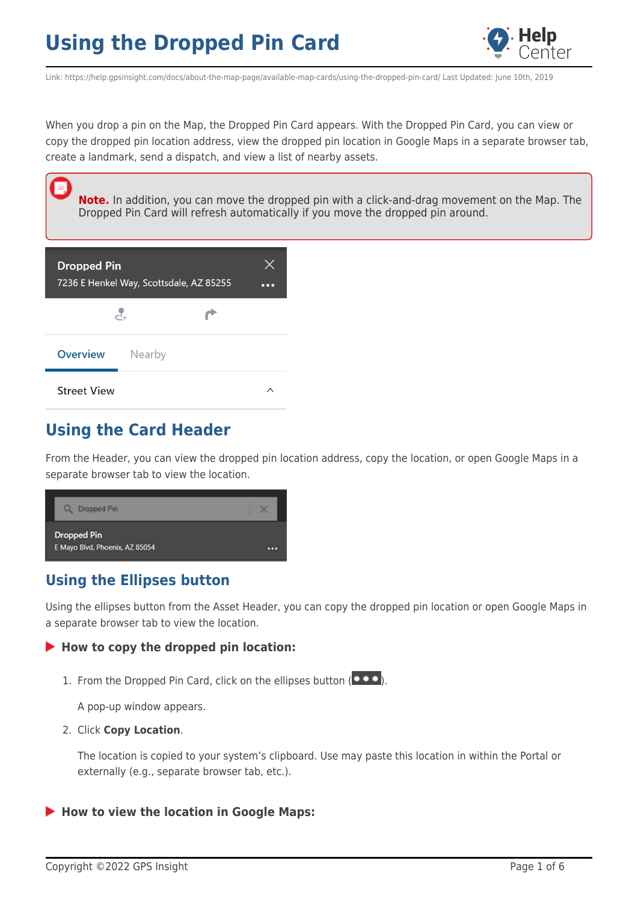# Using the Dropped Pin Card

Link: https://help.gpsinsight.com/docs/about-the-map-page/available-map-cards/using-the-dropped-pin-card/ Last Updated: June 10th, 2019

When you drop a pin on the Map, the Dropped Pin Card appears. With the Dropped Pin Card, you can view or copy the dropped pin location address, view the dropped pin location in Google Maps in a separate browser tab, create a landmark, send a dispatch, and view a list of nearby assets.

> **Note.** In addition, you can move the dropped pin with a click-and-drag movement on the Map. The Dropped Pin Card will refresh automatically if you move the dropped pin around.

## Using the Card Header

From the Header, you can view the dropped pin location address, copy the location, or open Google Maps in a separate browser tab to view the location.

## Using the Ellipses button

Using the ellipses button from the Asset Header, you can copy the dropped pin location or open Google Maps in a separate browser tab to view the location.

### How to copy the dropped pin location:

1. From the Dropped Pin Card, click on the ellipses button ( ).

   A pop-up window appears.

2. Click **Copy Location**.

   The location is copied to your system's clipboard. Use may paste this location in within the Portal or externally (e.g., separate browser tab, etc.).

### How to view the location in Google Maps: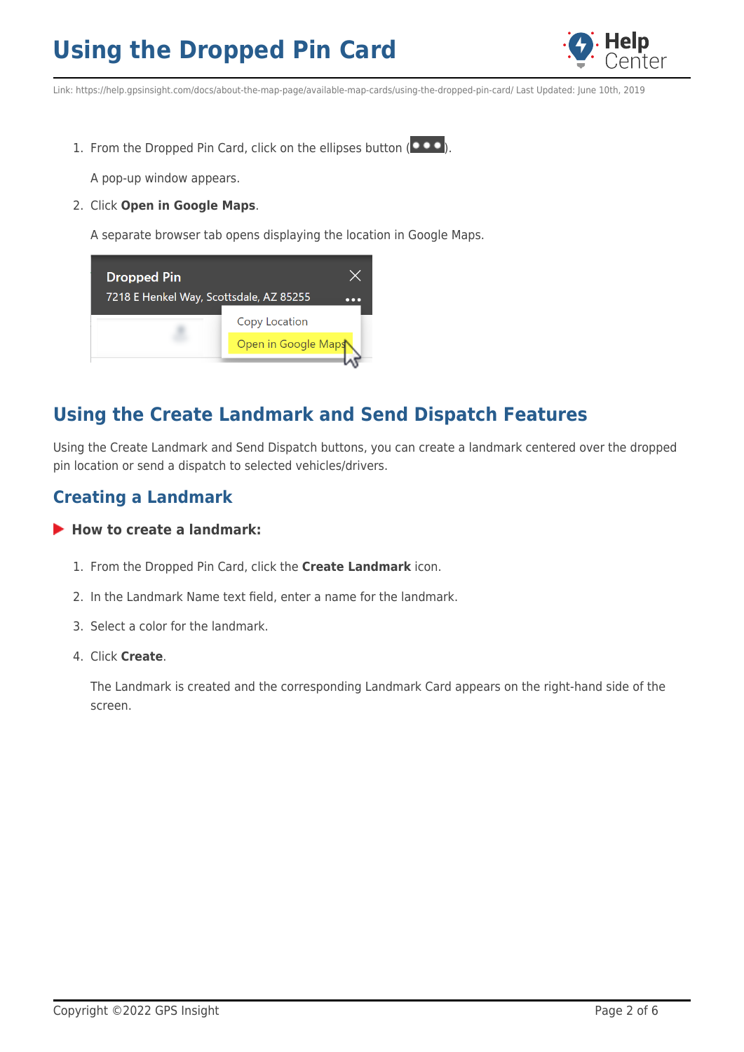1. From the Dropped Pin Card, click on the ellipses button ( ).

   A pop-up window appears.

2. Click **Open in Google Maps**.

   A separate browser tab opens displaying the location in Google Maps.

## Using the Create Landmark and Send Dispatch Features

Using the Create Landmark and Send Dispatch buttons, you can create a landmark centered over the dropped pin location or send a dispatch to selected vehicles/drivers.

### Creating a Landmark

**How to create a landmark:**

1. From the Dropped Pin Card, click the **Create Landmark** icon.
2. In the Landmark Name text field, enter a name for the landmark.
3. Select a color for the landmark.
4. Click **Create**.

   The Landmark is created and the corresponding Landmark Card appears on the right-hand side of the screen.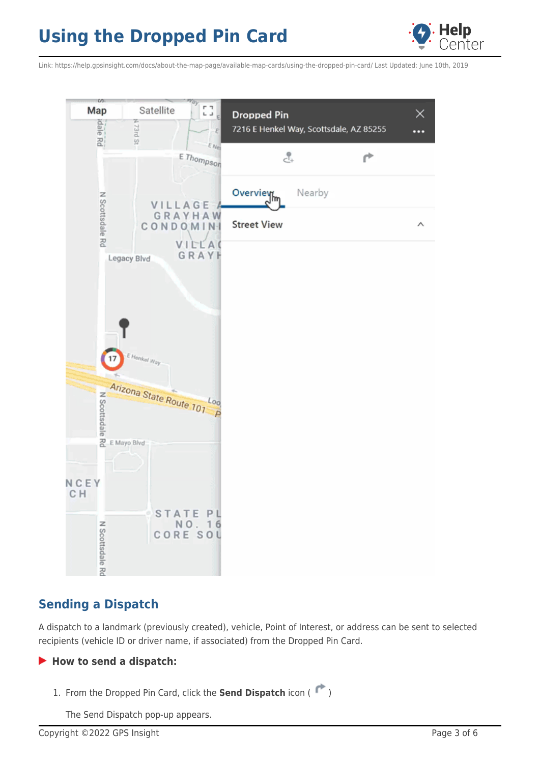## Sending a Dispatch

A dispatch to a landmark (previously created), vehicle, Point of Interest, or address can be sent to selected recipients (vehicle ID or driver name, if associated) from the Dropped Pin Card.

**How to send a dispatch:**

1. From the Dropped Pin Card, click the **Send Dispatch** icon ( )

   The Send Dispatch pop-up appears.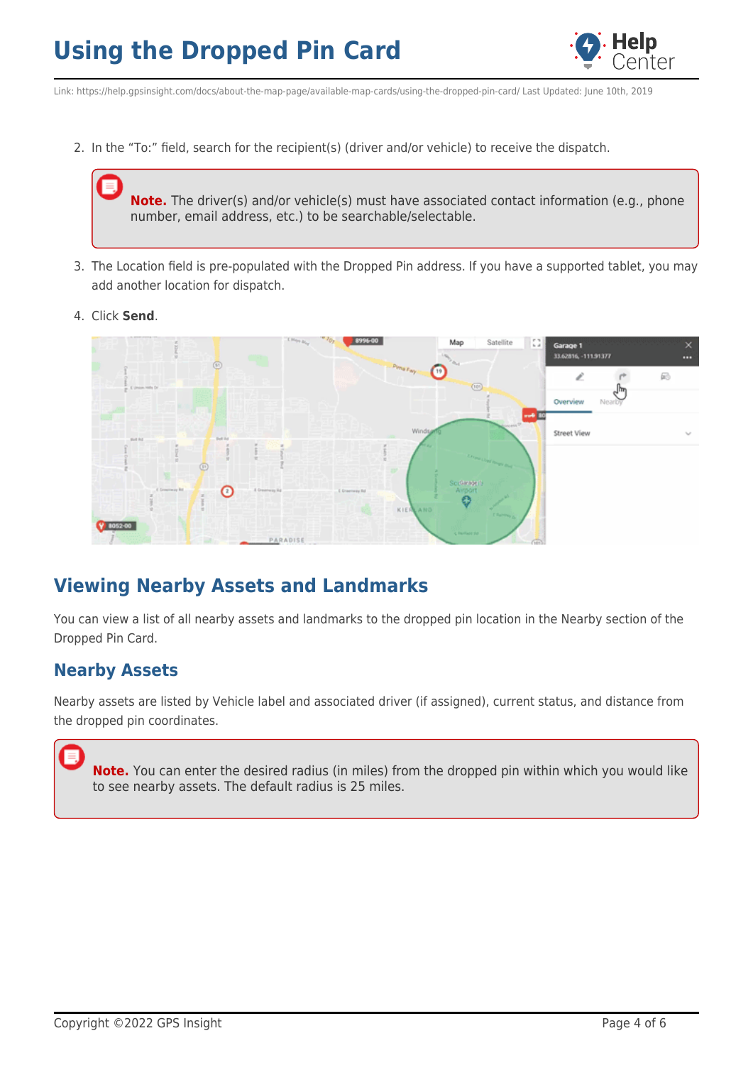2. In the "To:" field, search for the recipient(s) (driver and/or vehicle) to receive the dispatch.

> **Note.** The driver(s) and/or vehicle(s) must have associated contact information (e.g., phone number, email address, etc.) to be searchable/selectable.

3. The Location field is pre-populated with the Dropped Pin address. If you have a supported tablet, you may add another location for dispatch.

4. Click **Send**.

## Viewing Nearby Assets and Landmarks

You can view a list of all nearby assets and landmarks to the dropped pin location in the Nearby section of the Dropped Pin Card.

### Nearby Assets

Nearby assets are listed by Vehicle label and associated driver (if assigned), current status, and distance from the dropped pin coordinates.

> **Note.** You can enter the desired radius (in miles) from the dropped pin within which you would like to see nearby assets. The default radius is 25 miles.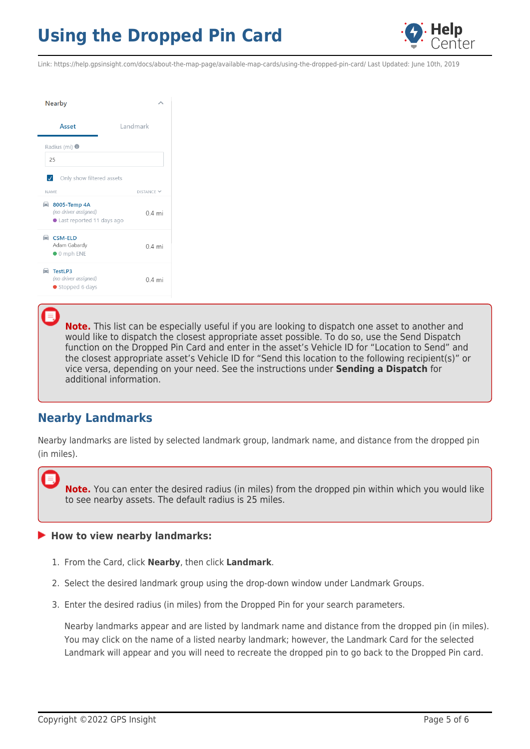Nearby

Asset | Landmark

Radius (mi)

25

Only show filtered assets

| NAME | DISTANCE |
| --- | --- |
| 8005-Temp 4A (no driver assigned) Last reported 11 days ago | 0.4 mi |
| CSM-ELD Adam Gabardy 0 mph ENE | 0.4 mi |
| TestLP3 (no driver assigned) Stopped 6 days | 0.4 mi |

> **Note.** This list can be especially useful if you are looking to dispatch one asset to another and would like to dispatch the closest appropriate asset possible. To do so, use the Send Dispatch function on the Dropped Pin Card and enter in the asset's Vehicle ID for "Location to Send" and the closest appropriate asset's Vehicle ID for "Send this location to the following recipient(s)" or vice versa, depending on your need. See the instructions under **Sending a Dispatch** for additional information.

## Nearby Landmarks

Nearby landmarks are listed by selected landmark group, landmark name, and distance from the dropped pin (in miles).

> **Note.** You can enter the desired radius (in miles) from the dropped pin within which you would like to see nearby assets. The default radius is 25 miles.

### How to view nearby landmarks:

1. From the Card, click **Nearby**, then click **Landmark**.
2. Select the desired landmark group using the drop-down window under Landmark Groups.
3. Enter the desired radius (in miles) from the Dropped Pin for your search parameters.

   Nearby landmarks appear and are listed by landmark name and distance from the dropped pin (in miles). You may click on the name of a listed nearby landmark; however, the Landmark Card for the selected Landmark will appear and you will need to recreate the dropped pin to go back to the Dropped Pin card.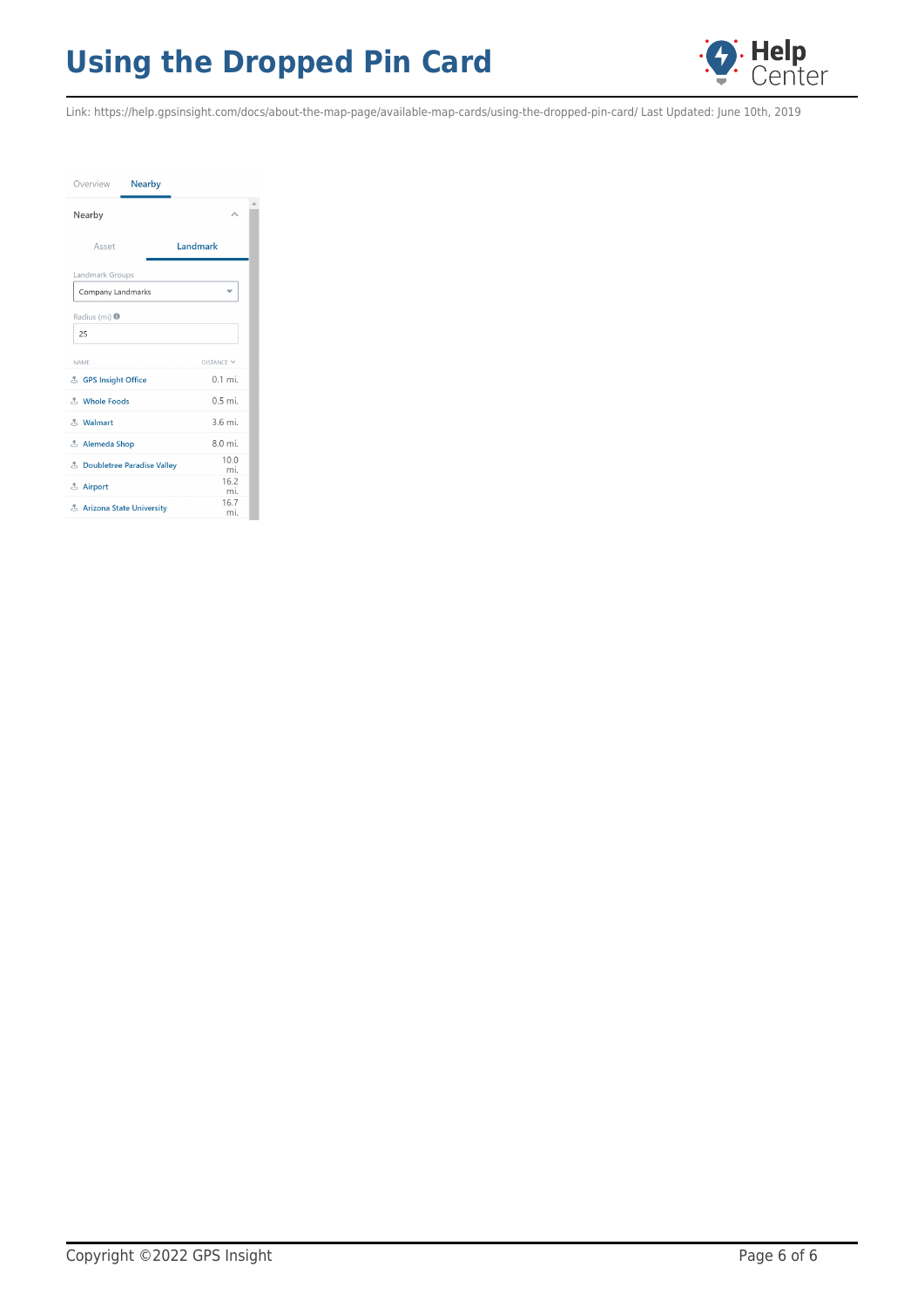Overview | Nearby

Nearby

Asset | Landmark

Landmark Groups

Company Landmarks

Radius (mi)

25

| NAME | DISTANCE |
|---|---|
| GPS Insight Office | 0.1 mi. |
| Whole Foods | 0.5 mi. |
| Walmart | 3.6 mi. |
| Alemeda Shop | 8.0 mi. |
| Doubletree Paradise Valley | 10.0 mi. |
| Airport | 16.2 mi. |
| Arizona State University | 16.7 mi. |